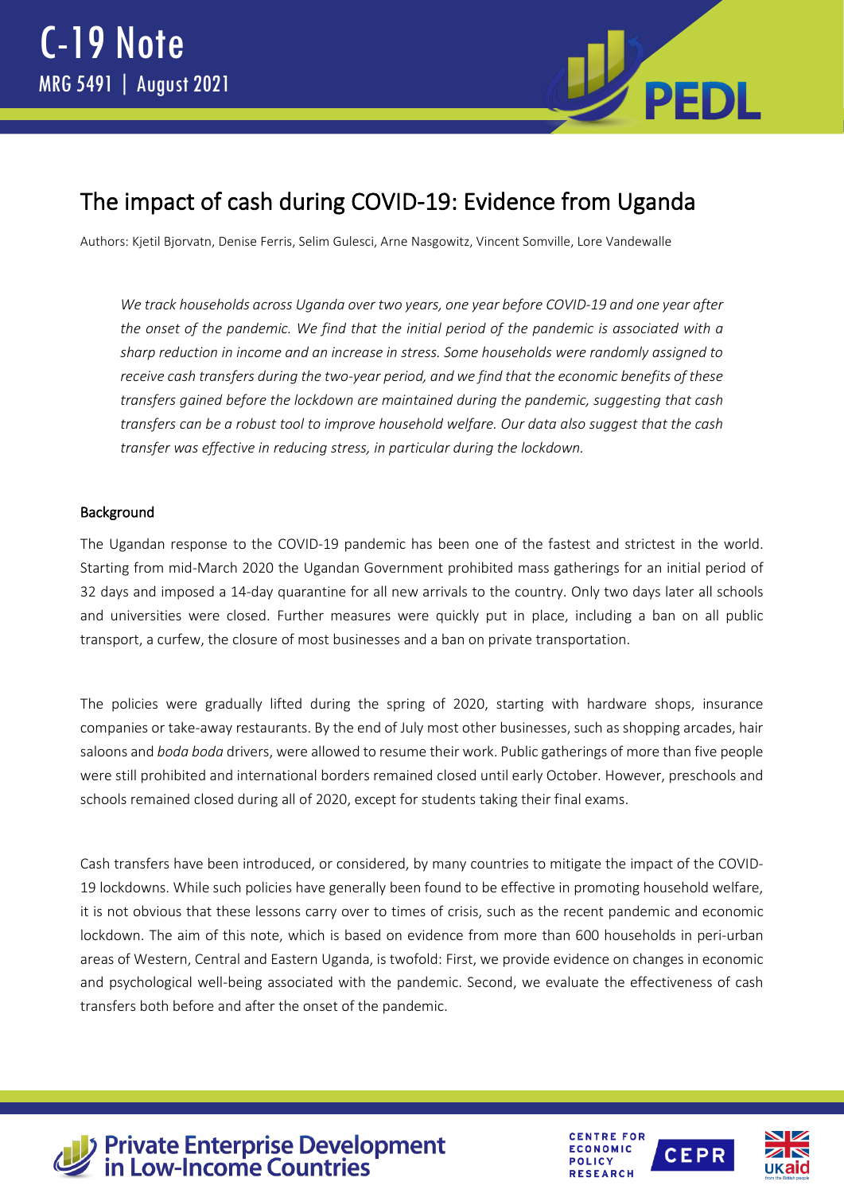C-19 Note

MRG 5491 | August 2021

# The impact of cash during COVID-19: Evidence from Uganda

Authors: Kjetil Bjorvatn, Denise Ferris, Selim Gulesci, Arne Nasgowitz, Vincent Somville, Lore Vandewalle

*We track households across Uganda over two years, one year before COVID-19 and one year after the onset of the pandemic. We find that the initial period of the pandemic is associated with a sharp reduction in income and an increase in stress. Some households were randomly assigned to receive cash transfers during the two-year period, and we find that the economic benefits of these transfers gained before the lockdown are maintained during the pandemic, suggesting that cash transfers can be a robust tool to improve household welfare. Our data also suggest that the cash transfer was effective in reducing stress, in particular during the lockdown.*

## Background

The Ugandan response to the COVID-19 pandemic has been one of the fastest and strictest in the world. Starting from mid-March 2020 the Ugandan Government prohibited mass gatherings for an initial period of 32 days and imposed a 14-day quarantine for all new arrivals to the country. Only two days later all schools and universities were closed. Further measures were quickly put in place, including a ban on all public transport, a curfew, the closure of most businesses and a ban on private transportation.

The policies were gradually lifted during the spring of 2020, starting with hardware shops, insurance companies or take-away restaurants. By the end of July most other businesses, such as shopping arcades, hair saloons and *boda boda* drivers, were allowed to resume their work. Public gatherings of more than five people were still prohibited and international borders remained closed until early October. However, preschools and schools remained closed during all of 2020, except for students taking their final exams.

Cash transfers have been introduced, or considered, by many countries to mitigate the impact of the COVID-19 lockdowns. While such policies have generally been found to be effective in promoting household welfare, it is not obvious that these lessons carry over to times of crisis, such as the recent pandemic and economic lockdown. The aim of this note, which is based on evidence from more than 600 households in peri-urban areas of Western, Central and Eastern Uganda, is twofold: First, we provide evidence on changes in economic and psychological well-being associated with the pandemic. Second, we evaluate the effectiveness of cash transfers both before and after the onset of the pandemic.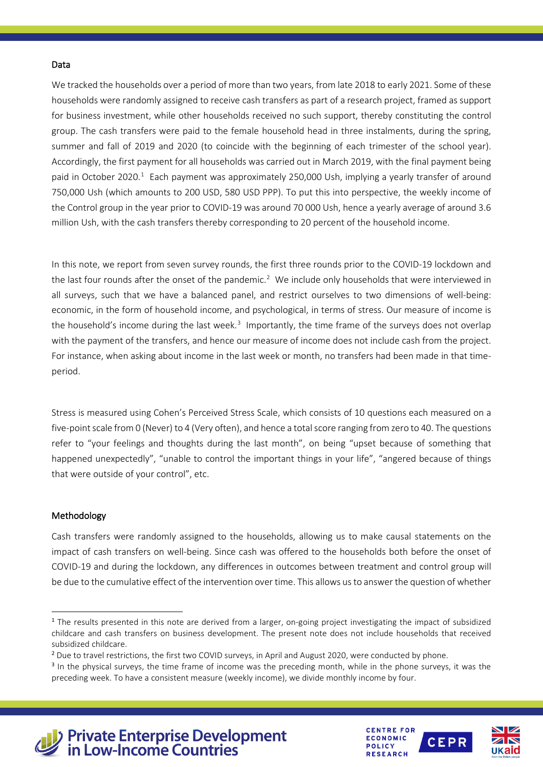### Data

We tracked the households over a period of more than two years, from late 2018 to early 2021. Some of these households were randomly assigned to receive cash transfers as part of a research project, framed as support for business investment, while other households received no such support, thereby constituting the control group. The cash transfers were paid to the female household head in three instalments, during the spring, summer and fall of 2019 and 2020 (to coincide with the beginning of each trimester of the school year). Accordingly, the first payment for all households was carried out in March 2019, with the final payment being paid in October 2020.[1] Each payment was approximately 250,000 Ush, implying a yearly transfer of around 750,000 Ush (which amounts to 200 USD, 580 USD PPP). To put this into perspective, the weekly income of the Control group in the year prior to COVID-19 was around 70 000 Ush, hence a yearly average of around 3.6 million Ush, with the cash transfers thereby corresponding to 20 percent of the household income.

In this note, we report from seven survey rounds, the first three rounds prior to the COVID-19 lockdown and the last four rounds after the onset of the pandemic.[2] We include only households that were interviewed in all surveys, such that we have a balanced panel, and restrict ourselves to two dimensions of well-being: economic, in the form of household income, and psychological, in terms of stress. Our measure of income is the household's income during the last week.[3] Importantly, the time frame of the surveys does not overlap with the payment of the transfers, and hence our measure of income does not include cash from the project. For instance, when asking about income in the last week or month, no transfers had been made in that time-period.

Stress is measured using Cohen's Perceived Stress Scale, which consists of 10 questions each measured on a five-point scale from 0 (Never) to 4 (Very often), and hence a total score ranging from zero to 40. The questions refer to "your feelings and thoughts during the last month", on being "upset because of something that happened unexpectedly", "unable to control the important things in your life", "angered because of things that were outside of your control", etc.

### Methodology

Cash transfers were randomly assigned to the households, allowing us to make causal statements on the impact of cash transfers on well-being. Since cash was offered to the households both before the onset of COVID-19 and during the lockdown, any differences in outcomes between treatment and control group will be due to the cumulative effect of the intervention over time. This allows us to answer the question of whether

---

[1] The results presented in this note are derived from a larger, on-going project investigating the impact of subsidized childcare and cash transfers on business development. The present note does not include households that received subsidized childcare.

[2] Due to travel restrictions, the first two COVID surveys, in April and August 2020, were conducted by phone.

[3] In the physical surveys, the time frame of income was the preceding month, while in the phone surveys, it was the preceding week. To have a consistent measure (weekly income), we divide monthly income by four.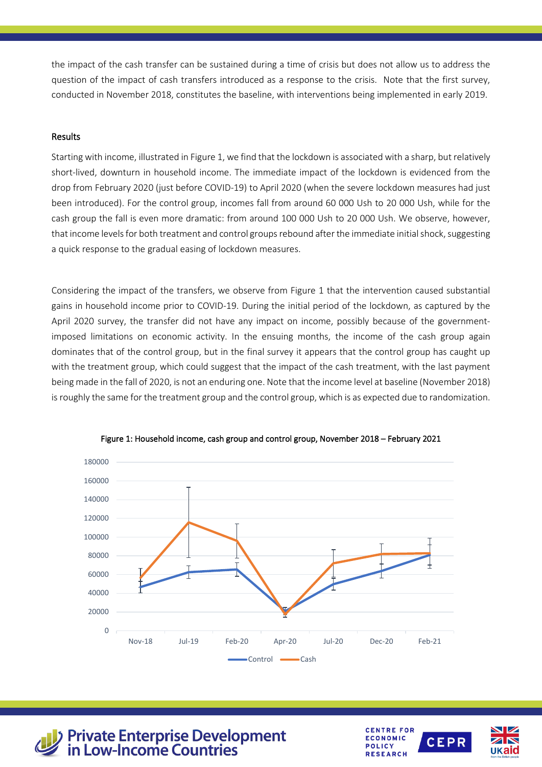the impact of the cash transfer can be sustained during a time of crisis but does not allow us to address the question of the impact of cash transfers introduced as a response to the crisis. Note that the first survey, conducted in November 2018, constitutes the baseline, with interventions being implemented in early 2019.

## Results

Starting with income, illustrated in Figure 1, we find that the lockdown is associated with a sharp, but relatively short-lived, downturn in household income. The immediate impact of the lockdown is evidenced from the drop from February 2020 (just before COVID-19) to April 2020 (when the severe lockdown measures had just been introduced). For the control group, incomes fall from around 60 000 Ush to 20 000 Ush, while for the cash group the fall is even more dramatic: from around 100 000 Ush to 20 000 Ush. We observe, however, that income levels for both treatment and control groups rebound after the immediate initial shock, suggesting a quick response to the gradual easing of lockdown measures.

Considering the impact of the transfers, we observe from Figure 1 that the intervention caused substantial gains in household income prior to COVID-19. During the initial period of the lockdown, as captured by the April 2020 survey, the transfer did not have any impact on income, possibly because of the government-imposed limitations on economic activity. In the ensuing months, the income of the cash group again dominates that of the control group, but in the final survey it appears that the control group has caught up with the treatment group, which could suggest that the impact of the cash treatment, with the last payment being made in the fall of 2020, is not an enduring one. Note that the income level at baseline (November 2018) is roughly the same for the treatment group and the control group, which is as expected due to randomization.

Figure 1: Household income, cash group and control group, November 2018 – February 2021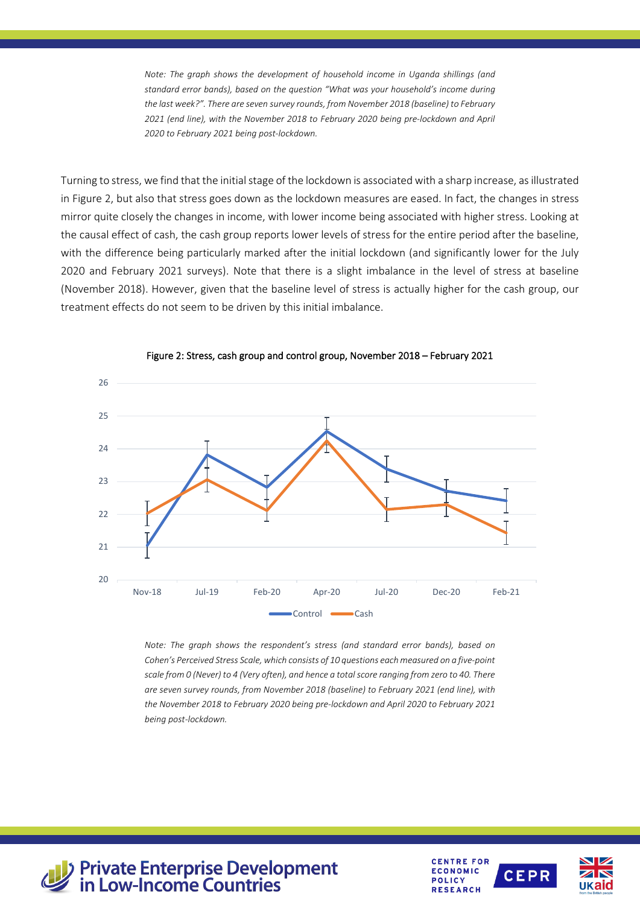*Note: The graph shows the development of household income in Uganda shillings (and standard error bands), based on the question "What was your household's income during the last week?". There are seven survey rounds, from November 2018 (baseline) to February 2021 (end line), with the November 2018 to February 2020 being pre-lockdown and April 2020 to February 2021 being post-lockdown.*

Turning to stress, we find that the initial stage of the lockdown is associated with a sharp increase, as illustrated in Figure 2, but also that stress goes down as the lockdown measures are eased. In fact, the changes in stress mirror quite closely the changes in income, with lower income being associated with higher stress. Looking at the causal effect of cash, the cash group reports lower levels of stress for the entire period after the baseline, with the difference being particularly marked after the initial lockdown (and significantly lower for the July 2020 and February 2021 surveys). Note that there is a slight imbalance in the level of stress at baseline (November 2018). However, given that the baseline level of stress is actually higher for the cash group, our treatment effects do not seem to be driven by this initial imbalance.

Figure 2: Stress, cash group and control group, November 2018 – February 2021

*Note: The graph shows the respondent's stress (and standard error bands), based on Cohen's Perceived Stress Scale, which consists of 10 questions each measured on a five-point scale from 0 (Never) to 4 (Very often), and hence a total score ranging from zero to 40. There are seven survey rounds, from November 2018 (baseline) to February 2021 (end line), with the November 2018 to February 2020 being pre-lockdown and April 2020 to February 2021 being post-lockdown.*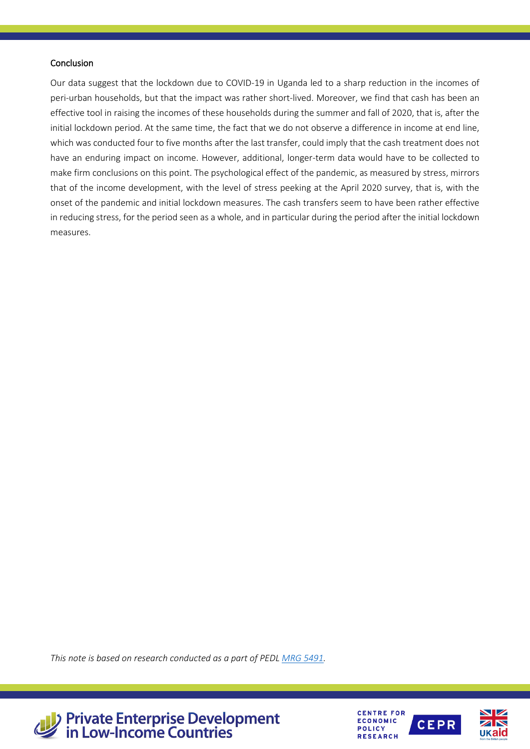## Conclusion

Our data suggest that the lockdown due to COVID-19 in Uganda led to a sharp reduction in the incomes of peri-urban households, but that the impact was rather short-lived. Moreover, we find that cash has been an effective tool in raising the incomes of these households during the summer and fall of 2020, that is, after the initial lockdown period. At the same time, the fact that we do not observe a difference in income at end line, which was conducted four to five months after the last transfer, could imply that the cash treatment does not have an enduring impact on income. However, additional, longer-term data would have to be collected to make firm conclusions on this point. The psychological effect of the pandemic, as measured by stress, mirrors that of the income development, with the level of stress peeking at the April 2020 survey, that is, with the onset of the pandemic and initial lockdown measures. The cash transfers seem to have been rather effective in reducing stress, for the period seen as a whole, and in particular during the period after the initial lockdown measures.

*This note is based on research conducted as a part of PEDL MRG 5491.*